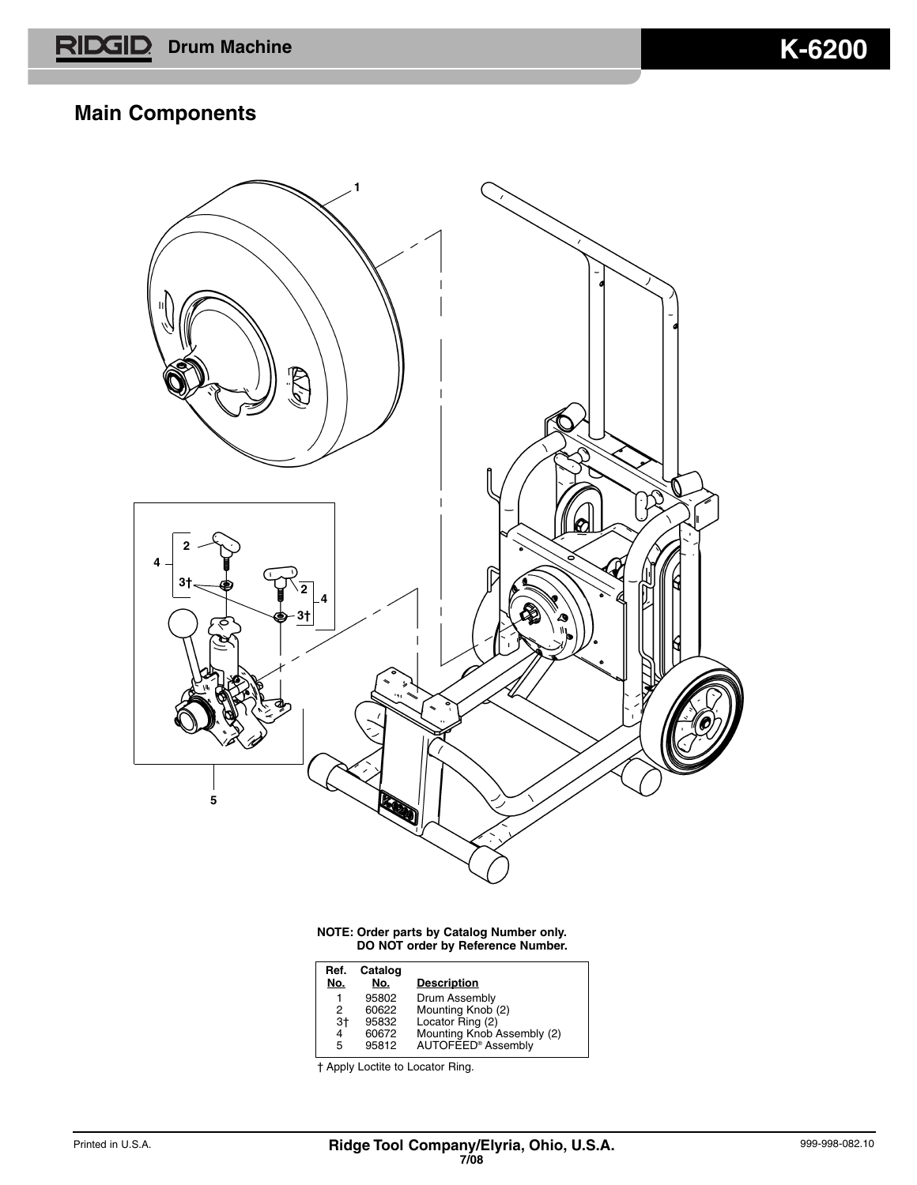# RIDGID Drum Machine K-6200

## Main Components

**NOTE: Order parts by Catalog Number only.**
**DO NOT order by Reference Number.**

| Ref. No. | Catalog No. | Description |
|---|---|---|
| 1 | 95802 | Drum Assembly |
| 2 | 60622 | Mounting Knob (2) |
| 3† | 95832 | Locator Ring (2) |
| 4 | 60672 | Mounting Knob Assembly (2) |
| 5 | 95812 | AUTOFEED® Assembly |

† Apply Loctite to Locator Ring.

Printed in U.S.A. **Ridge Tool Company/Elyria, Ohio, U.S.A.** 999-998-082.10

7/08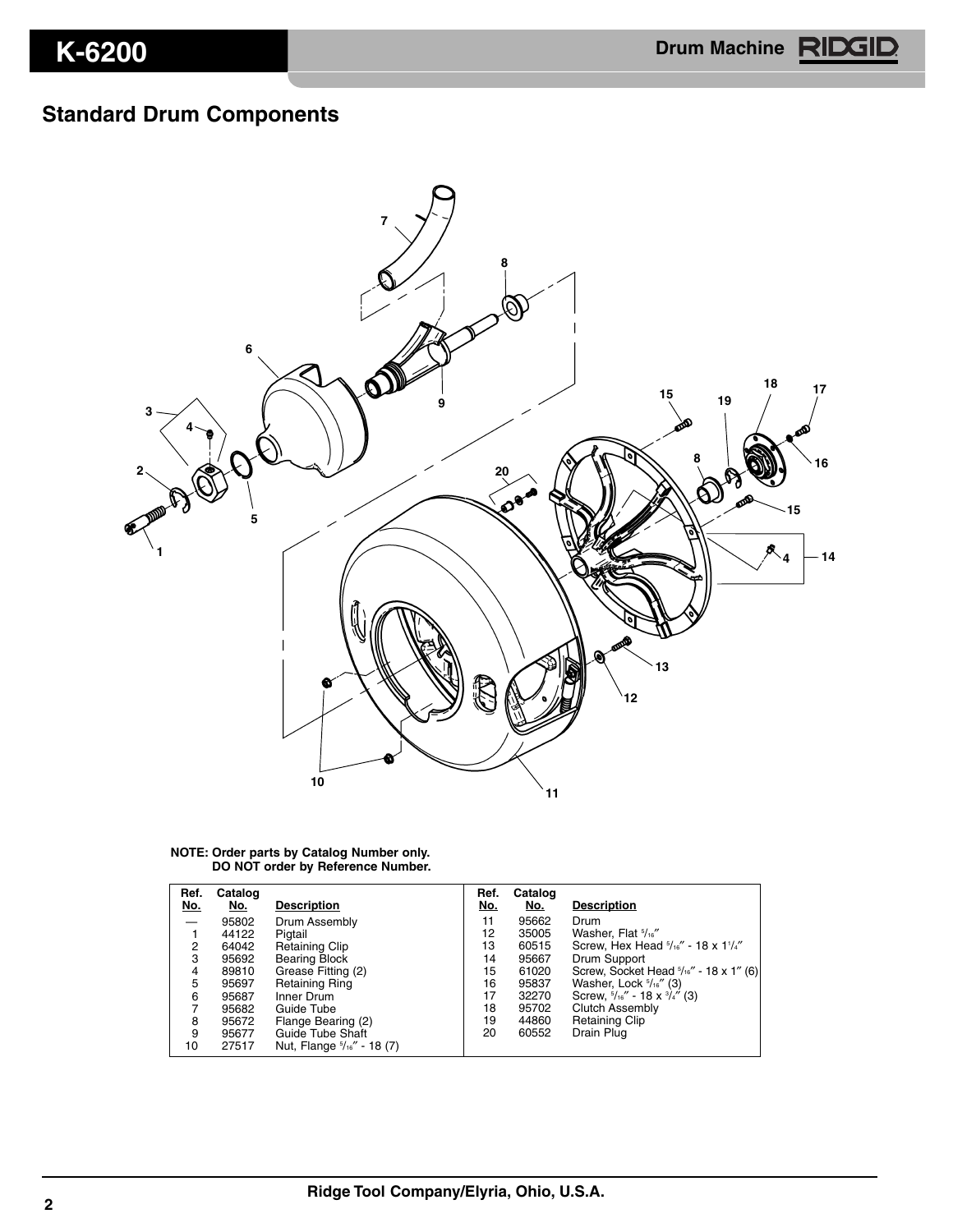## Standard Drum Components

**NOTE: Order parts by Catalog Number only.
DO NOT order by Reference Number.**

| Ref. No. | Catalog No. | Description | Ref. No. | Catalog No. | Description |
|---|---|---|---|---|---|
| — | 95802 | Drum Assembly | 11 | 95662 | Drum |
| 1 | 44122 | Pigtail | 12 | 35005 | Washer, Flat 5/16″ |
| 2 | 64042 | Retaining Clip | 13 | 60515 | Screw, Hex Head 5/16″ - 18 x 1 1/4″ |
| 3 | 95692 | Bearing Block | 14 | 95667 | Drum Support |
| 4 | 89810 | Grease Fitting (2) | 15 | 61020 | Screw, Socket Head 5/16″ - 18 x 1″ (6) |
| 5 | 95697 | Retaining Ring | 16 | 95837 | Washer, Lock 5/16″ (3) |
| 6 | 95687 | Inner Drum | 17 | 32270 | Screw, 5/16″ - 18 x 3/4″ (3) |
| 7 | 95682 | Guide Tube | 18 | 95702 | Clutch Assembly |
| 8 | 95672 | Flange Bearing (2) | 19 | 44860 | Retaining Clip |
| 9 | 95677 | Guide Tube Shaft | 20 | 60552 | Drain Plug |
| 10 | 27517 | Nut, Flange 5/16″ - 18 (7) | | | |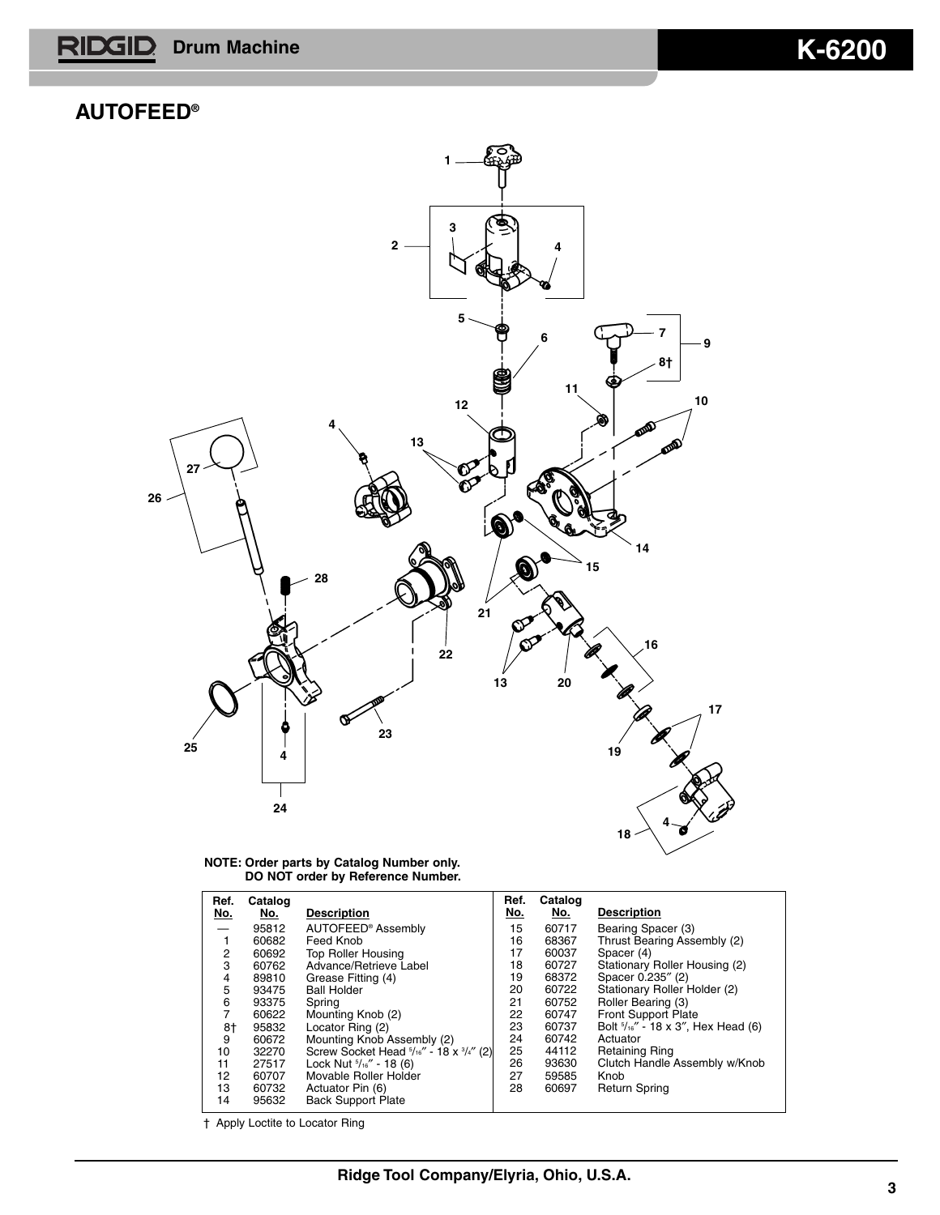## AUTOFEED®

**NOTE: Order parts by Catalog Number only.**
**DO NOT order by Reference Number.**

| Ref. No. | Catalog No. | Description | Ref. No. | Catalog No. | Description |
|---|---|---|---|---|---|
| — | 95812 | AUTOFEED® Assembly | 15 | 60717 | Bearing Spacer (3) |
| 1 | 60682 | Feed Knob | 16 | 68367 | Thrust Bearing Assembly (2) |
| 2 | 60692 | Top Roller Housing | 17 | 60037 | Spacer (4) |
| 3 | 60762 | Advance/Retrieve Label | 18 | 60727 | Stationary Roller Housing (2) |
| 4 | 89810 | Grease Fitting (4) | 19 | 68372 | Spacer 0.235″ (2) |
| 5 | 93475 | Ball Holder | 20 | 60722 | Stationary Roller Holder (2) |
| 6 | 93375 | Spring | 21 | 60752 | Roller Bearing (3) |
| 7 | 60622 | Mounting Knob (2) | 22 | 60747 | Front Support Plate |
| 8† | 95832 | Locator Ring (2) | 23 | 60737 | Bolt 5/16″ - 18 x 3″, Hex Head (6) |
| 9 | 60672 | Mounting Knob Assembly (2) | 24 | 60742 | Actuator |
| 10 | 32270 | Screw Socket Head 5/16″ - 18 x 3/4″ (2) | 25 | 44112 | Retaining Ring |
| 11 | 27517 | Lock Nut 5/16″ - 18 (6) | 26 | 93630 | Clutch Handle Assembly w/Knob |
| 12 | 60707 | Movable Roller Holder | 27 | 59585 | Knob |
| 13 | 60732 | Actuator Pin (6) | 28 | 60697 | Return Spring |
| 14 | 95632 | Back Support Plate | | | |

† Apply Loctite to Locator Ring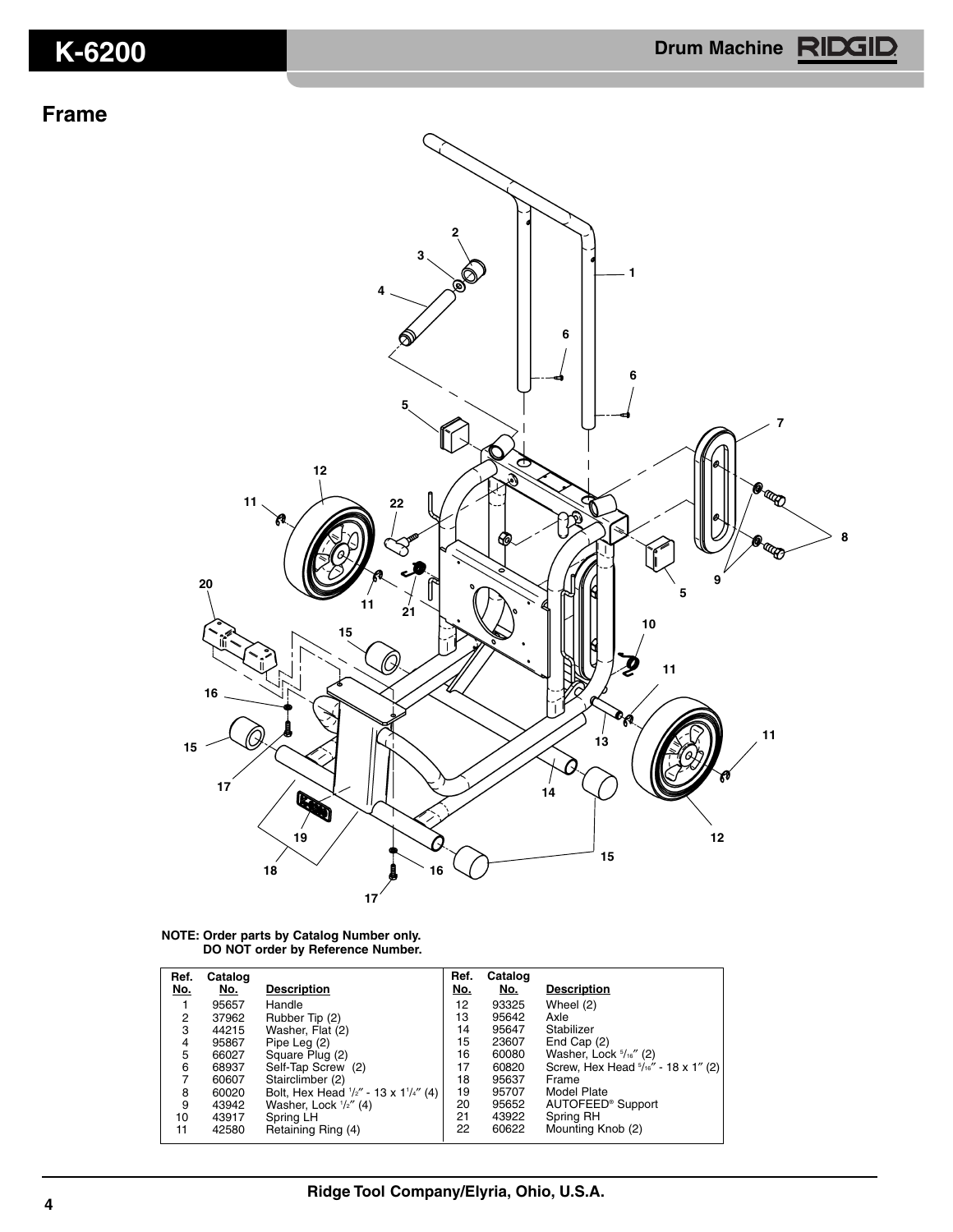## Frame

**NOTE: Order parts by Catalog Number only.**
**DO NOT order by Reference Number.**

| Ref. No. | Catalog No. | Description | Ref. No. | Catalog No. | Description |
|---|---|---|---|---|---|
| 1 | 95657 | Handle | 12 | 93325 | Wheel (2) |
| 2 | 37962 | Rubber Tip (2) | 13 | 95642 | Axle |
| 3 | 44215 | Washer, Flat (2) | 14 | 95647 | Stabilizer |
| 4 | 95867 | Pipe Leg (2) | 15 | 23607 | End Cap (2) |
| 5 | 66027 | Square Plug (2) | 16 | 60080 | Washer, Lock 5/16″ (2) |
| 6 | 68937 | Self-Tap Screw (2) | 17 | 60820 | Screw, Hex Head 5/16″ - 18 x 1″ (2) |
| 7 | 60607 | Stairclimber (2) | 18 | 95637 | Frame |
| 8 | 60020 | Bolt, Hex Head 1/2″ - 13 x 1 1/4″ (4) | 19 | 95707 | Model Plate |
| 9 | 43942 | Washer, Lock 1/2″ (4) | 20 | 95652 | AUTOFEED® Support |
| 10 | 43917 | Spring LH | 21 | 43922 | Spring RH |
| 11 | 42580 | Retaining Ring (4) | 22 | 60622 | Mounting Knob (2) |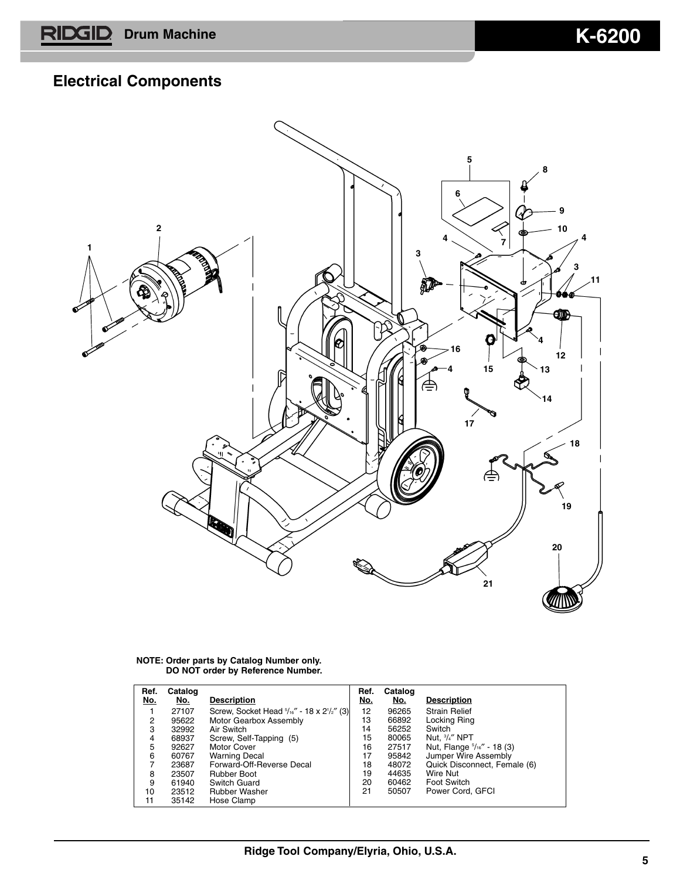## Electrical Components

**NOTE: Order parts by Catalog Number only. DO NOT order by Reference Number.**

| Ref. No. | Catalog No. | Description | Ref. No. | Catalog No. | Description |
|---|---|---|---|---|---|
| 1 | 27107 | Screw, Socket Head 5/16″ - 18 x 2 1/2″ (3) | 12 | 96265 | Strain Relief |
| 2 | 95622 | Motor Gearbox Assembly | 13 | 66892 | Locking Ring |
| 3 | 32992 | Air Switch | 14 | 56252 | Switch |
| 4 | 68937 | Screw, Self-Tapping (5) | 15 | 80065 | Nut, 3/4″ NPT |
| 5 | 92627 | Motor Cover | 16 | 27517 | Nut, Flange 5/16″ - 18 (3) |
| 6 | 60767 | Warning Decal | 17 | 95842 | Jumper Wire Assembly |
| 7 | 23687 | Forward-Off-Reverse Decal | 18 | 48072 | Quick Disconnect, Female (6) |
| 8 | 23507 | Rubber Boot | 19 | 44635 | Wire Nut |
| 9 | 61940 | Switch Guard | 20 | 60462 | Foot Switch |
| 10 | 23512 | Rubber Washer | 21 | 50507 | Power Cord, GFCI |
| 11 | 35142 | Hose Clamp | | | |

Ridge Tool Company/Elyria, Ohio, U.S.A.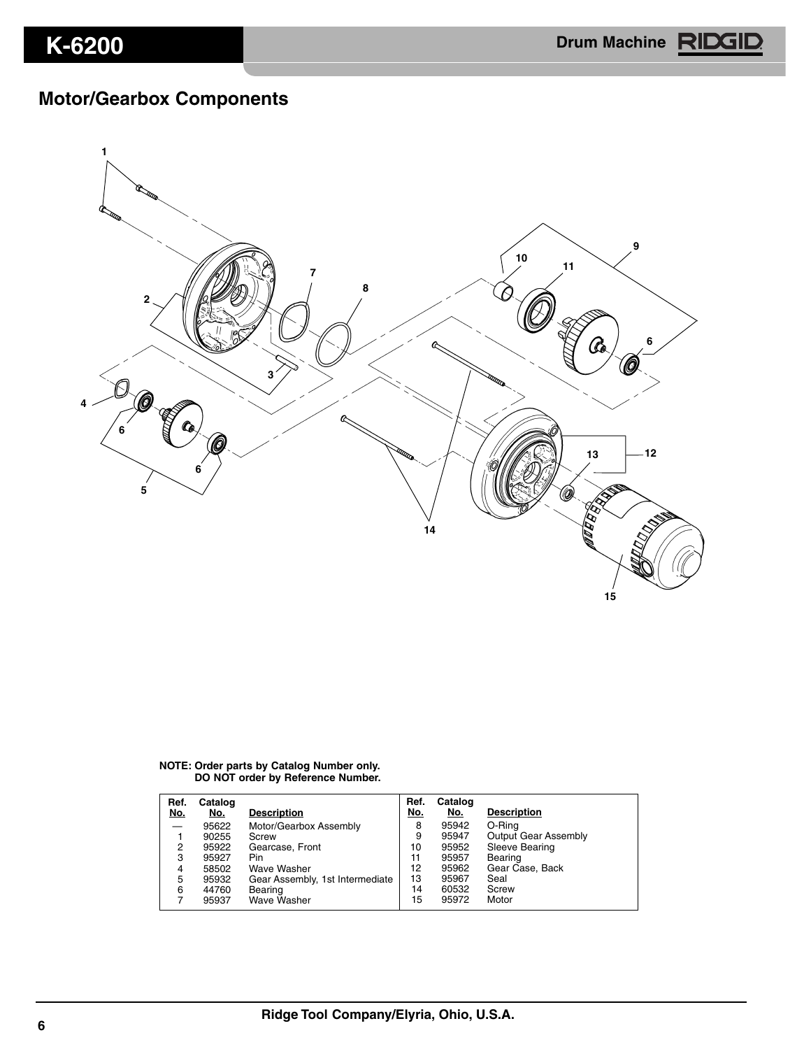## Motor/Gearbox Components

**NOTE: Order parts by Catalog Number only.
DO NOT order by Reference Number.**

| Ref. No. | Catalog No. | Description | Ref. No. | Catalog No. | Description |
|---|---|---|---|---|---|
| — | 95622 | Motor/Gearbox Assembly | 8 | 95942 | O-Ring |
| 1 | 90255 | Screw | 9 | 95947 | Output Gear Assembly |
| 2 | 95922 | Gearcase, Front | 10 | 95952 | Sleeve Bearing |
| 3 | 95927 | Pin | 11 | 95957 | Bearing |
| 4 | 58502 | Wave Washer | 12 | 95962 | Gear Case, Back |
| 5 | 95932 | Gear Assembly, 1st Intermediate | 13 | 95967 | Seal |
| 6 | 44760 | Bearing | 14 | 60532 | Screw |
| 7 | 95937 | Wave Washer | 15 | 95972 | Motor |

Ridge Tool Company/Elyria, Ohio, U.S.A.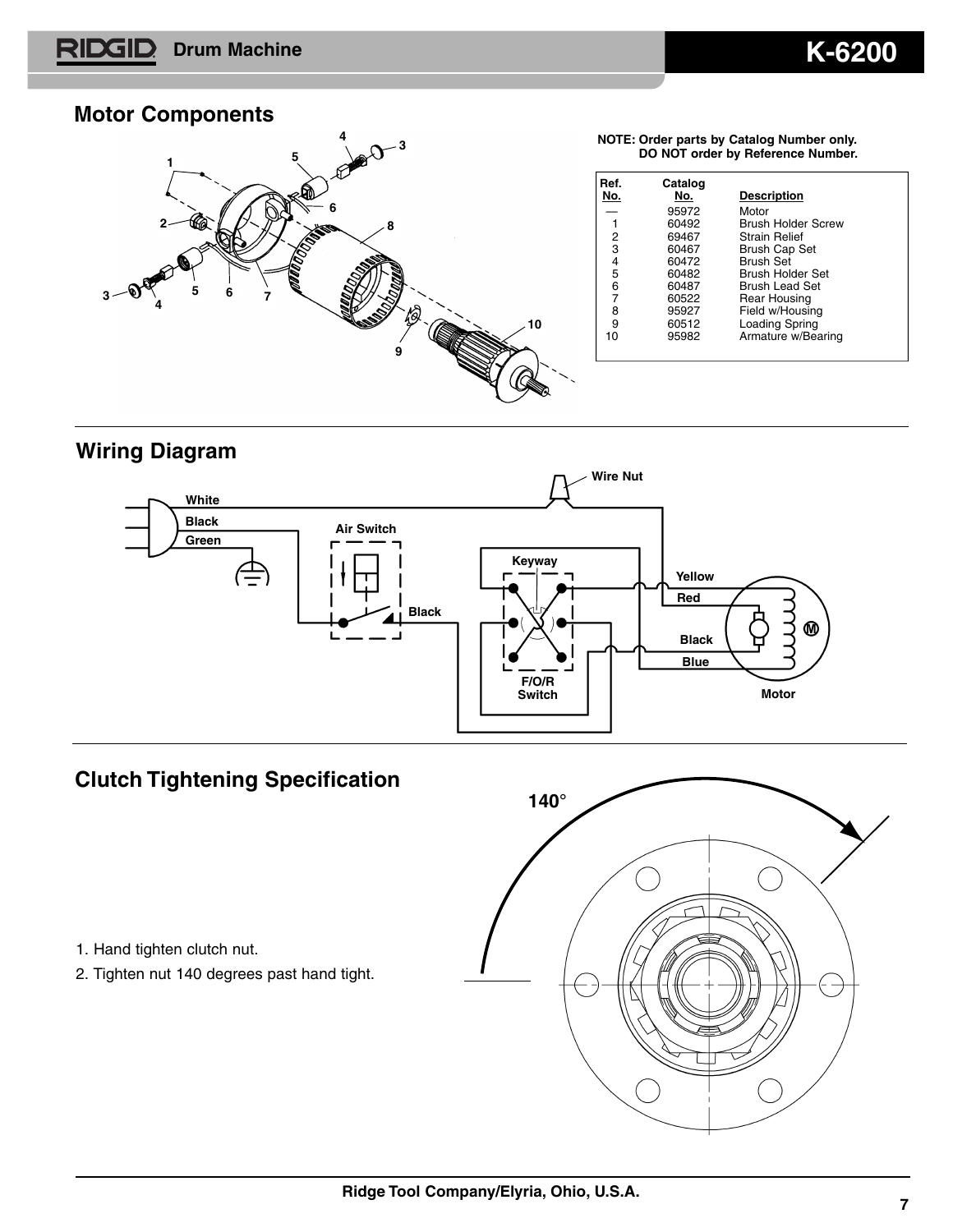## Motor Components

**NOTE: Order parts by Catalog Number only. DO NOT order by Reference Number.**

| Ref. No. | Catalog No. | Description |
|---|---|---|
| — | 95972 | Motor |
| 1 | 60492 | Brush Holder Screw |
| 2 | 69467 | Strain Relief |
| 3 | 60467 | Brush Cap Set |
| 4 | 60472 | Brush Set |
| 5 | 60482 | Brush Holder Set |
| 6 | 60487 | Brush Lead Set |
| 7 | 60522 | Rear Housing |
| 8 | 95927 | Field w/Housing |
| 9 | 60512 | Loading Spring |
| 10 | 95982 | Armature w/Bearing |

1
2
3
4
5
6
7
8
9
10

## Wiring Diagram

White
Black
Green
Wire Nut
Air Switch
Black
Keyway
F/O/R Switch
Yellow
Red
Black
Blue
M
Motor

## Clutch Tightening Specification

1. Hand tighten clutch nut.
2. Tighten nut 140 degrees past hand tight.

140°